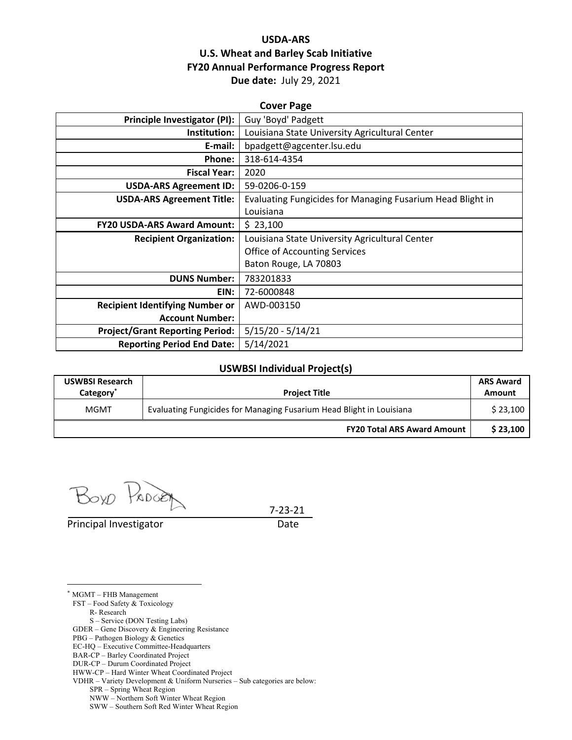# USDA-ARS
# U.S. Wheat and Barley Scab Initiative
# FY20 Annual Performance Progress Report

**Due date:** July 29, 2021

## Cover Page

| | |
|---|---|
| **Principle Investigator (PI):** | Guy 'Boyd' Padgett |
| **Institution:** | Louisiana State University Agricultural Center |
| **E-mail:** | bpadgett@agcenter.lsu.edu |
| **Phone:** | 318-614-4354 |
| **Fiscal Year:** | 2020 |
| **USDA-ARS Agreement ID:** | 59-0206-0-159 |
| **USDA-ARS Agreement Title:** | Evaluating Fungicides for Managing Fusarium Head Blight in Louisiana |
| **FY20 USDA-ARS Award Amount:** | $ 23,100 |
| **Recipient Organization:** | Louisiana State University Agricultural Center<br>Office of Accounting Services<br>Baton Rouge, LA 70803 |
| **DUNS Number:** | 783201833 |
| **EIN:** | 72-6000848 |
| **Recipient Identifying Number or Account Number:** | AWD-003150 |
| **Project/Grant Reporting Period:** | 5/15/20 - 5/14/21 |
| **Reporting Period End Date:** | 5/14/2021 |

## USWBSI Individual Project(s)

| USWBSI Research Category* | Project Title | ARS Award Amount |
|---|---|---|
| MGMT | Evaluating Fungicides for Managing Fusarium Head Blight in Louisiana | $ 23,100 |
| | **FY20 Total ARS Award Amount** | **$ 23,100** |

Boyd Padgett

Principal Investigator    7-23-21
Date

---

* MGMT – FHB Management
FST – Food Safety & Toxicology
  R- Research
  S – Service (DON Testing Labs)
GDER – Gene Discovery & Engineering Resistance
PBG – Pathogen Biology & Genetics
EC-HQ – Executive Committee-Headquarters
BAR-CP – Barley Coordinated Project
DUR-CP – Durum Coordinated Project
HWW-CP – Hard Winter Wheat Coordinated Project
VDHR – Variety Development & Uniform Nurseries – Sub categories are below:
  SPR – Spring Wheat Region
  NWW – Northern Soft Winter Wheat Region
  SWW – Southern Soft Red Winter Wheat Region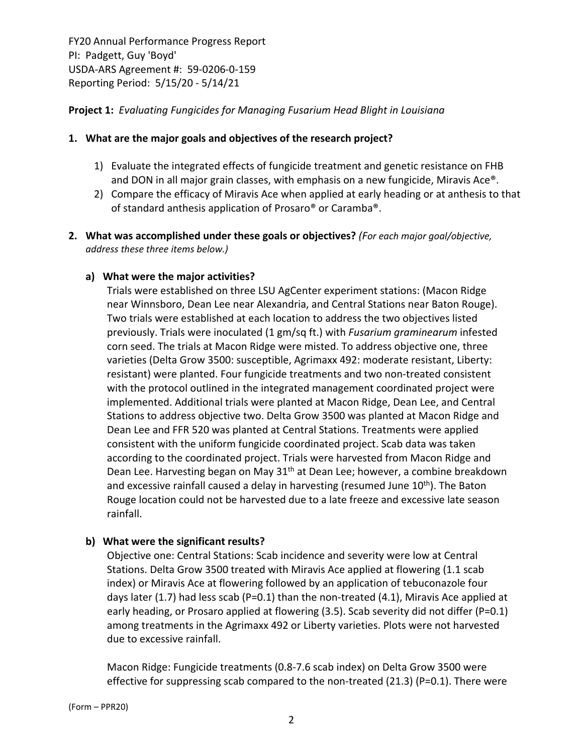FY20 Annual Performance Progress Report
PI: Padgett, Guy 'Boyd'
USDA-ARS Agreement #: 59-0206-0-159
Reporting Period: 5/15/20 - 5/14/21

**Project 1:** *Evaluating Fungicides for Managing Fusarium Head Blight in Louisiana*

1. **What are the major goals and objectives of the research project?**

    1) Evaluate the integrated effects of fungicide treatment and genetic resistance on FHB and DON in all major grain classes, with emphasis on a new fungicide, Miravis Ace®.
    2) Compare the efficacy of Miravis Ace when applied at early heading or at anthesis to that of standard anthesis application of Prosaro® or Caramba®.

2. **What was accomplished under these goals or objectives?** *(For each major goal/objective, address these three items below.)*

    a) **What were the major activities?**

    Trials were established on three LSU AgCenter experiment stations: (Macon Ridge near Winnsboro, Dean Lee near Alexandria, and Central Stations near Baton Rouge). Two trials were established at each location to address the two objectives listed previously. Trials were inoculated (1 gm/sq ft.) with *Fusarium graminearum* infested corn seed. The trials at Macon Ridge were misted. To address objective one, three varieties (Delta Grow 3500: susceptible, Agrimaxx 492: moderate resistant, Liberty: resistant) were planted. Four fungicide treatments and two non-treated consistent with the protocol outlined in the integrated management coordinated project were implemented. Additional trials were planted at Macon Ridge, Dean Lee, and Central Stations to address objective two. Delta Grow 3500 was planted at Macon Ridge and Dean Lee and FFR 520 was planted at Central Stations. Treatments were applied consistent with the uniform fungicide coordinated project. Scab data was taken according to the coordinated project. Trials were harvested from Macon Ridge and Dean Lee. Harvesting began on May 31st at Dean Lee; however, a combine breakdown and excessive rainfall caused a delay in harvesting (resumed June 10th). The Baton Rouge location could not be harvested due to a late freeze and excessive late season rainfall.

    b) **What were the significant results?**

    Objective one: Central Stations: Scab incidence and severity were low at Central Stations. Delta Grow 3500 treated with Miravis Ace applied at flowering (1.1 scab index) or Miravis Ace at flowering followed by an application of tebuconazole four days later (1.7) had less scab (P=0.1) than the non-treated (4.1), Miravis Ace applied at early heading, or Prosaro applied at flowering (3.5). Scab severity did not differ (P=0.1) among treatments in the Agrimaxx 492 or Liberty varieties. Plots were not harvested due to excessive rainfall.

    Macon Ridge: Fungicide treatments (0.8-7.6 scab index) on Delta Grow 3500 were effective for suppressing scab compared to the non-treated (21.3) (P=0.1). There were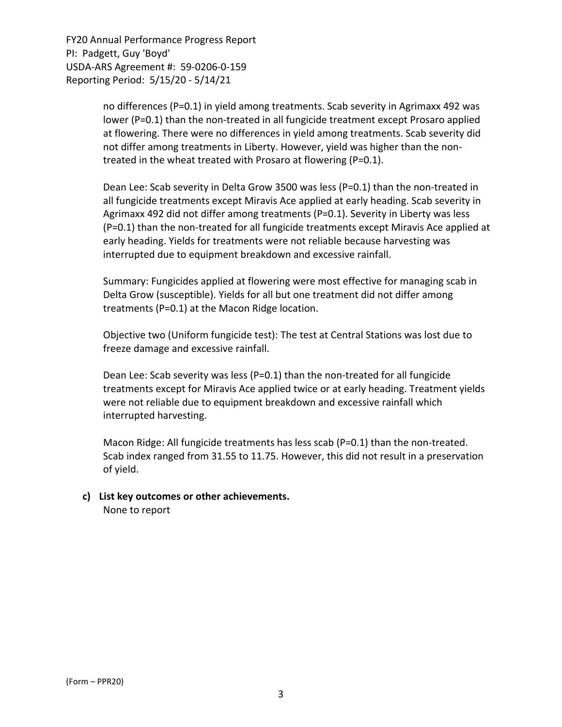no differences (P=0.1) in yield among treatments. Scab severity in Agrimaxx 492 was lower (P=0.1) than the non-treated in all fungicide treatment except Prosaro applied at flowering. There were no differences in yield among treatments. Scab severity did not differ among treatments in Liberty. However, yield was higher than the non-treated in the wheat treated with Prosaro at flowering (P=0.1).

Dean Lee: Scab severity in Delta Grow 3500 was less (P=0.1) than the non-treated in all fungicide treatments except Miravis Ace applied at early heading. Scab severity in Agrimaxx 492 did not differ among treatments (P=0.1). Severity in Liberty was less (P=0.1) than the non-treated for all fungicide treatments except Miravis Ace applied at early heading. Yields for treatments were not reliable because harvesting was interrupted due to equipment breakdown and excessive rainfall.

Summary: Fungicides applied at flowering were most effective for managing scab in Delta Grow (susceptible). Yields for all but one treatment did not differ among treatments (P=0.1) at the Macon Ridge location.

Objective two (Uniform fungicide test): The test at Central Stations was lost due to freeze damage and excessive rainfall.

Dean Lee: Scab severity was less (P=0.1) than the non-treated for all fungicide treatments except for Miravis Ace applied twice or at early heading. Treatment yields were not reliable due to equipment breakdown and excessive rainfall which interrupted harvesting.

Macon Ridge: All fungicide treatments has less scab (P=0.1) than the non-treated. Scab index ranged from 31.55 to 11.75. However, this did not result in a preservation of yield.

**c) List key outcomes or other achievements.**

None to report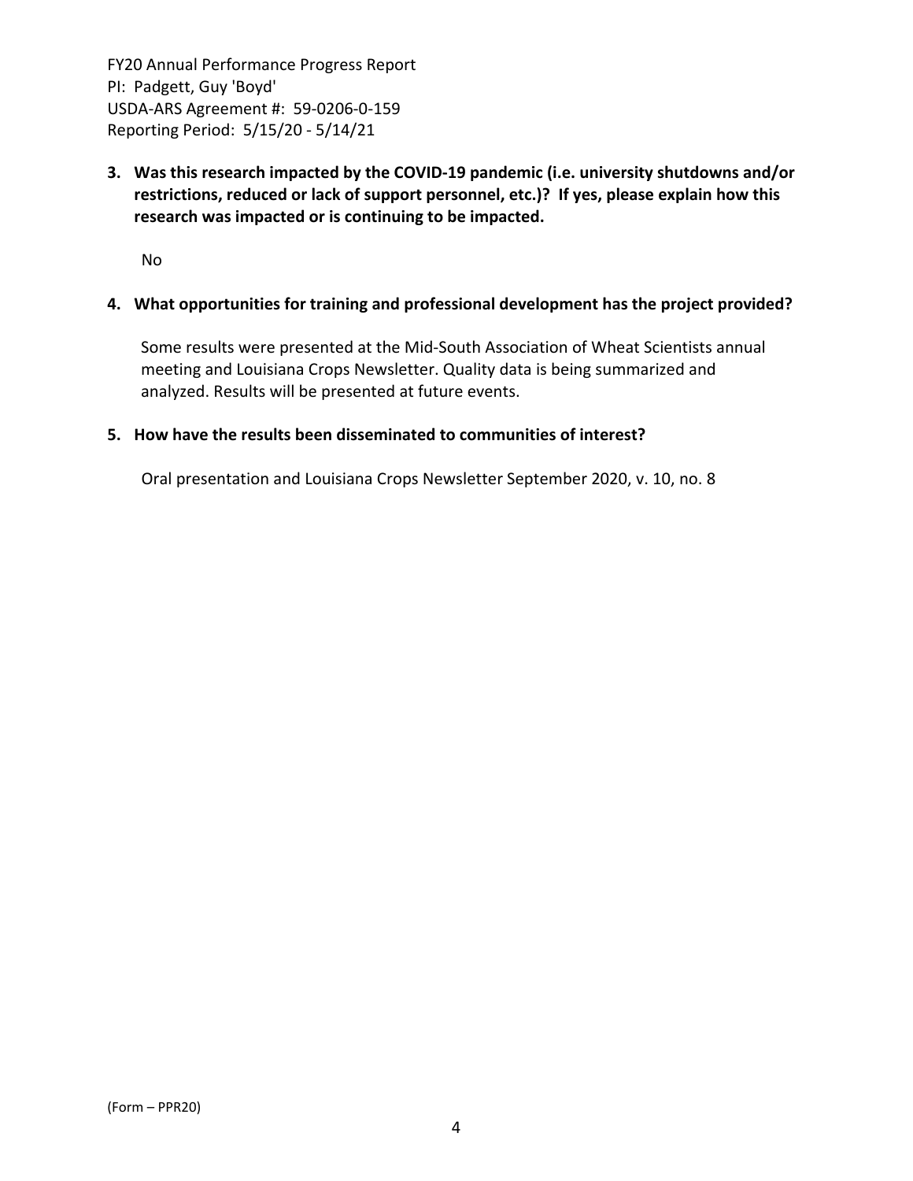**3. Was this research impacted by the COVID-19 pandemic (i.e. university shutdowns and/or restrictions, reduced or lack of support personnel, etc.)? If yes, please explain how this research was impacted or is continuing to be impacted.**

No

**4. What opportunities for training and professional development has the project provided?**

Some results were presented at the Mid-South Association of Wheat Scientists annual meeting and Louisiana Crops Newsletter. Quality data is being summarized and analyzed. Results will be presented at future events.

**5. How have the results been disseminated to communities of interest?**

Oral presentation and Louisiana Crops Newsletter September 2020, v. 10, no. 8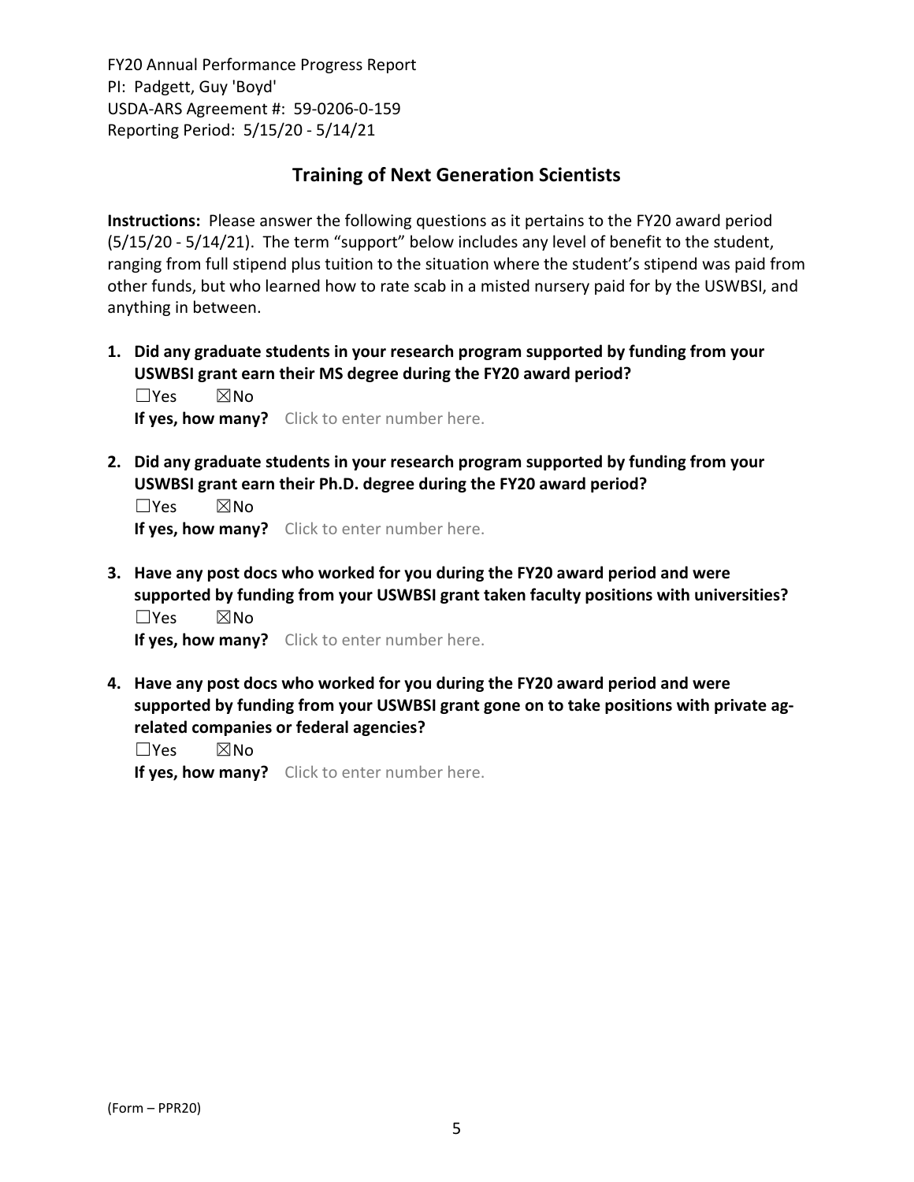## Training of Next Generation Scientists

**Instructions:** Please answer the following questions as it pertains to the FY20 award period (5/15/20 - 5/14/21). The term "support" below includes any level of benefit to the student, ranging from full stipend plus tuition to the situation where the student's stipend was paid from other funds, but who learned how to rate scab in a misted nursery paid for by the USWBSI, and anything in between.

1. **Did any graduate students in your research program supported by funding from your USWBSI grant earn their MS degree during the FY20 award period?**
   ☐Yes ☒No
   **If yes, how many?** Click to enter number here.

2. **Did any graduate students in your research program supported by funding from your USWBSI grant earn their Ph.D. degree during the FY20 award period?**
   ☐Yes ☒No
   **If yes, how many?** Click to enter number here.

3. **Have any post docs who worked for you during the FY20 award period and were supported by funding from your USWBSI grant taken faculty positions with universities?**
   ☐Yes ☒No
   **If yes, how many?** Click to enter number here.

4. **Have any post docs who worked for you during the FY20 award period and were supported by funding from your USWBSI grant gone on to take positions with private ag-related companies or federal agencies?**
   ☐Yes ☒No
   **If yes, how many?** Click to enter number here.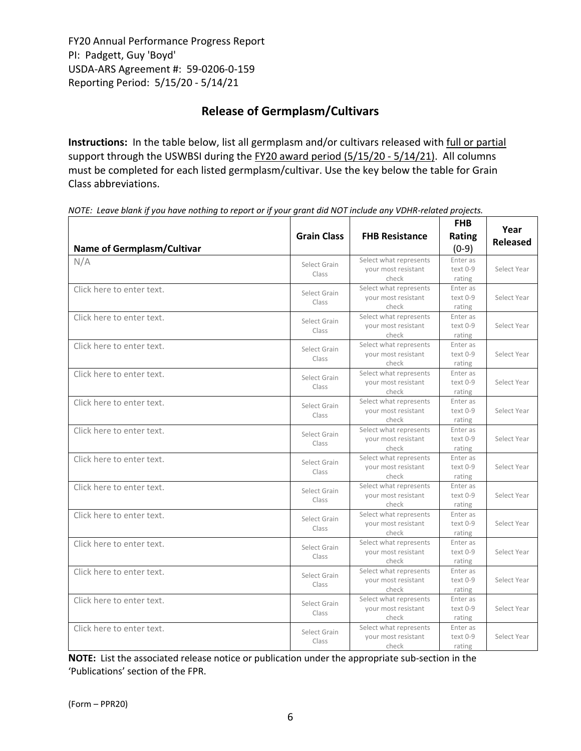FY20 Annual Performance Progress Report
PI: Padgett, Guy 'Boyd'
USDA-ARS Agreement #: 59-0206-0-159
Reporting Period: 5/15/20 - 5/14/21

## Release of Germplasm/Cultivars

**Instructions:** In the table below, list all germplasm and/or cultivars released with full or partial support through the USWBSI during the FY20 award period (5/15/20 - 5/14/21). All columns must be completed for each listed germplasm/cultivar. Use the key below the table for Grain Class abbreviations.

*NOTE: Leave blank if you have nothing to report or if your grant did NOT include any VDHR-related projects.*

| Name of Germplasm/Cultivar | Grain Class | FHB Resistance | FHB Rating (0-9) | Year Released |
|---|---|---|---|---|
| N/A | Select Grain Class | Select what represents your most resistant check | Enter as text 0-9 rating | Select Year |
| Click here to enter text. | Select Grain Class | Select what represents your most resistant check | Enter as text 0-9 rating | Select Year |
| Click here to enter text. | Select Grain Class | Select what represents your most resistant check | Enter as text 0-9 rating | Select Year |
| Click here to enter text. | Select Grain Class | Select what represents your most resistant check | Enter as text 0-9 rating | Select Year |
| Click here to enter text. | Select Grain Class | Select what represents your most resistant check | Enter as text 0-9 rating | Select Year |
| Click here to enter text. | Select Grain Class | Select what represents your most resistant check | Enter as text 0-9 rating | Select Year |
| Click here to enter text. | Select Grain Class | Select what represents your most resistant check | Enter as text 0-9 rating | Select Year |
| Click here to enter text. | Select Grain Class | Select what represents your most resistant check | Enter as text 0-9 rating | Select Year |
| Click here to enter text. | Select Grain Class | Select what represents your most resistant check | Enter as text 0-9 rating | Select Year |
| Click here to enter text. | Select Grain Class | Select what represents your most resistant check | Enter as text 0-9 rating | Select Year |
| Click here to enter text. | Select Grain Class | Select what represents your most resistant check | Enter as text 0-9 rating | Select Year |
| Click here to enter text. | Select Grain Class | Select what represents your most resistant check | Enter as text 0-9 rating | Select Year |
| Click here to enter text. | Select Grain Class | Select what represents your most resistant check | Enter as text 0-9 rating | Select Year |
| Click here to enter text. | Select Grain Class | Select what represents your most resistant check | Enter as text 0-9 rating | Select Year |

**NOTE:** List the associated release notice or publication under the appropriate sub-section in the 'Publications' section of the FPR.

(Form – PPR20)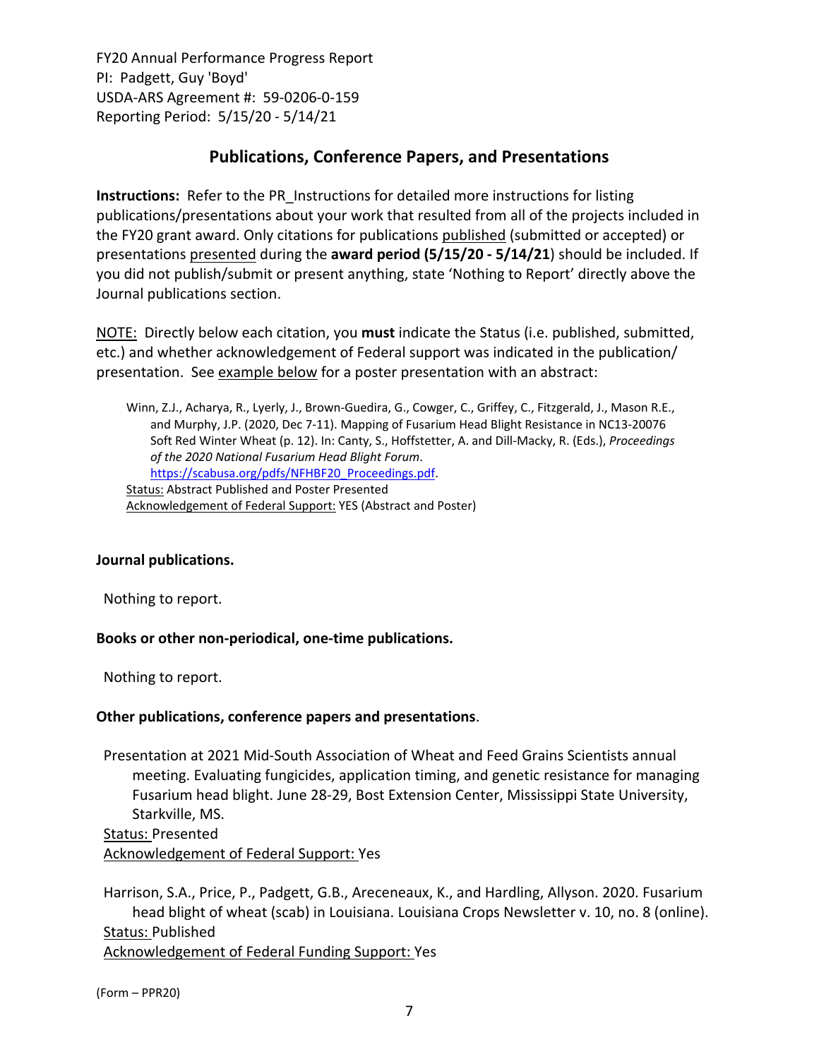FY20 Annual Performance Progress Report
PI: Padgett, Guy 'Boyd'
USDA-ARS Agreement #: 59-0206-0-159
Reporting Period: 5/15/20 - 5/14/21

## Publications, Conference Papers, and Presentations

**Instructions:** Refer to the PR_Instructions for detailed more instructions for listing publications/presentations about your work that resulted from all of the projects included in the FY20 grant award. Only citations for publications published (submitted or accepted) or presentations presented during the **award period (5/15/20 - 5/14/21)** should be included. If you did not publish/submit or present anything, state 'Nothing to Report' directly above the Journal publications section.

NOTE: Directly below each citation, you **must** indicate the Status (i.e. published, submitted, etc.) and whether acknowledgement of Federal support was indicated in the publication/ presentation. See example below for a poster presentation with an abstract:

> Winn, Z.J., Acharya, R., Lyerly, J., Brown-Guedira, G., Cowger, C., Griffey, C., Fitzgerald, J., Mason R.E., and Murphy, J.P. (2020, Dec 7-11). Mapping of Fusarium Head Blight Resistance in NC13-20076 Soft Red Winter Wheat (p. 12). In: Canty, S., Hoffstetter, A. and Dill-Macky, R. (Eds.), *Proceedings of the 2020 National Fusarium Head Blight Forum*. https://scabusa.org/pdfs/NFHBF20_Proceedings.pdf.
> Status: Abstract Published and Poster Presented
> Acknowledgement of Federal Support: YES (Abstract and Poster)

**Journal publications.**

Nothing to report.

**Books or other non-periodical, one-time publications.**

Nothing to report.

**Other publications, conference papers and presentations**.

Presentation at 2021 Mid-South Association of Wheat and Feed Grains Scientists annual meeting. Evaluating fungicides, application timing, and genetic resistance for managing Fusarium head blight. June 28-29, Bost Extension Center, Mississippi State University, Starkville, MS.
Status: Presented
Acknowledgement of Federal Support: Yes

Harrison, S.A., Price, P., Padgett, G.B., Areceneaux, K., and Hardling, Allyson. 2020. Fusarium head blight of wheat (scab) in Louisiana. Louisiana Crops Newsletter v. 10, no. 8 (online).
Status: Published
Acknowledgement of Federal Funding Support: Yes

(Form – PPR20)